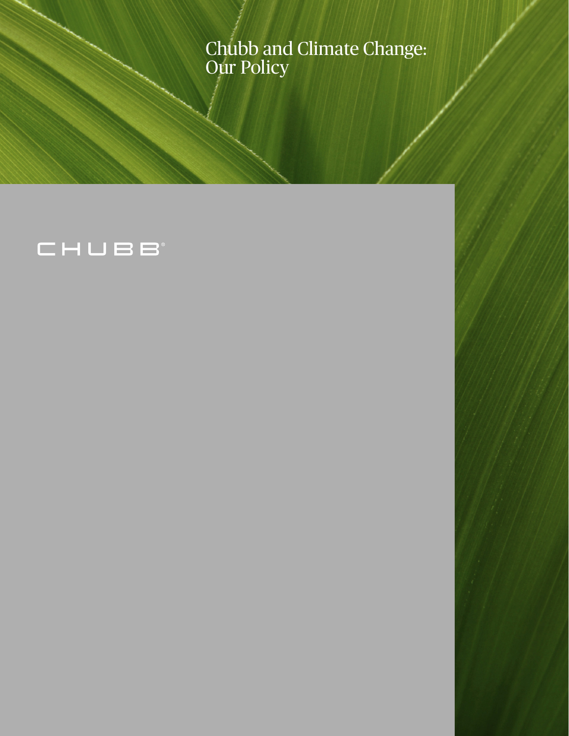# Chubb and Climate Change: Our Policy

CHUBB®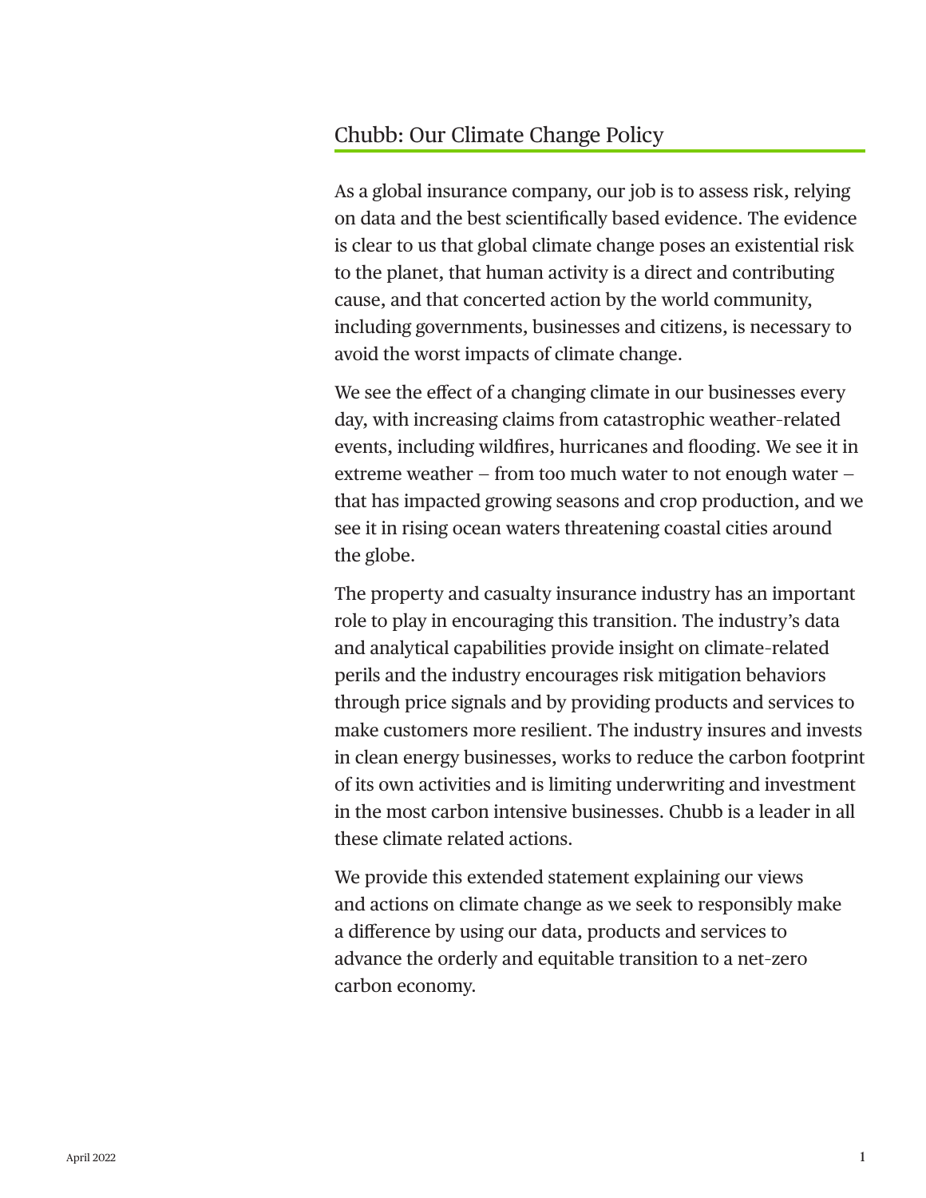# Chubb: Our Climate Change Policy

As a global insurance company, our job is to assess risk, relying on data and the best scientifically based evidence. The evidence is clear to us that global climate change poses an existential risk to the planet, that human activity is a direct and contributing cause, and that concerted action by the world community, including governments, businesses and citizens, is necessary to avoid the worst impacts of climate change.

We see the effect of a changing climate in our businesses every day, with increasing claims from catastrophic weather-related events, including wildfires, hurricanes and flooding. We see it in extreme weather – from too much water to not enough water – that has impacted growing seasons and crop production, and we see it in rising ocean waters threatening coastal cities around the globe.

The property and casualty insurance industry has an important role to play in encouraging this transition. The industry's data and analytical capabilities provide insight on climate-related perils and the industry encourages risk mitigation behaviors through price signals and by providing products and services to make customers more resilient. The industry insures and invests in clean energy businesses, works to reduce the carbon footprint of its own activities and is limiting underwriting and investment in the most carbon intensive businesses. Chubb is a leader in all these climate related actions.

We provide this extended statement explaining our views and actions on climate change as we seek to responsibly make a difference by using our data, products and services to advance the orderly and equitable transition to a net-zero carbon economy.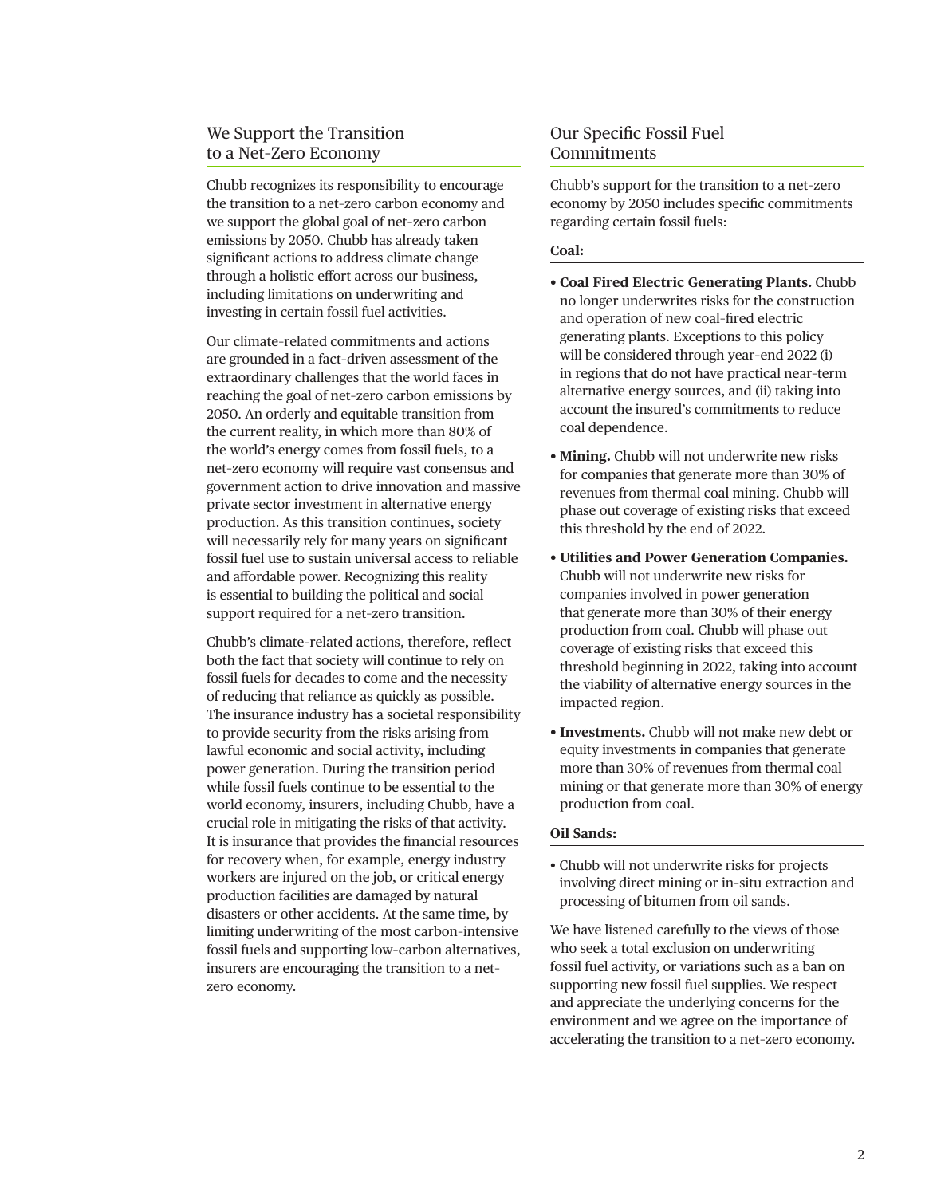## We Support the Transition to a Net-Zero Economy

Chubb recognizes its responsibility to encourage the transition to a net-zero carbon economy and we support the global goal of net-zero carbon emissions by 2050. Chubb has already taken significant actions to address climate change through a holistic effort across our business, including limitations on underwriting and investing in certain fossil fuel activities.

Our climate-related commitments and actions are grounded in a fact-driven assessment of the extraordinary challenges that the world faces in reaching the goal of net-zero carbon emissions by 2050. An orderly and equitable transition from the current reality, in which more than 80% of the world's energy comes from fossil fuels, to a net-zero economy will require vast consensus and government action to drive innovation and massive private sector investment in alternative energy production. As this transition continues, society will necessarily rely for many years on significant fossil fuel use to sustain universal access to reliable and affordable power. Recognizing this reality is essential to building the political and social support required for a net-zero transition.

Chubb's climate-related actions, therefore, reflect both the fact that society will continue to rely on fossil fuels for decades to come and the necessity of reducing that reliance as quickly as possible. The insurance industry has a societal responsibility to provide security from the risks arising from lawful economic and social activity, including power generation. During the transition period while fossil fuels continue to be essential to the world economy, insurers, including Chubb, have a crucial role in mitigating the risks of that activity. It is insurance that provides the financial resources for recovery when, for example, energy industry workers are injured on the job, or critical energy production facilities are damaged by natural disasters or other accidents. At the same time, by limiting underwriting of the most carbon-intensive fossil fuels and supporting low-carbon alternatives, insurers are encouraging the transition to a net-zero economy.

## Our Specific Fossil Fuel Commitments

Chubb's support for the transition to a net-zero economy by 2050 includes specific commitments regarding certain fossil fuels:

**Coal:**

- **Coal Fired Electric Generating Plants.** Chubb no longer underwrites risks for the construction and operation of new coal-fired electric generating plants. Exceptions to this policy will be considered through year-end 2022 (i) in regions that do not have practical near-term alternative energy sources, and (ii) taking into account the insured's commitments to reduce coal dependence.
- **Mining.** Chubb will not underwrite new risks for companies that generate more than 30% of revenues from thermal coal mining. Chubb will phase out coverage of existing risks that exceed this threshold by the end of 2022.
- **Utilities and Power Generation Companies.** Chubb will not underwrite new risks for companies involved in power generation that generate more than 30% of their energy production from coal. Chubb will phase out coverage of existing risks that exceed this threshold beginning in 2022, taking into account the viability of alternative energy sources in the impacted region.
- **Investments.** Chubb will not make new debt or equity investments in companies that generate more than 30% of revenues from thermal coal mining or that generate more than 30% of energy production from coal.

**Oil Sands:**

- Chubb will not underwrite risks for projects involving direct mining or in-situ extraction and processing of bitumen from oil sands.

We have listened carefully to the views of those who seek a total exclusion on underwriting fossil fuel activity, or variations such as a ban on supporting new fossil fuel supplies. We respect and appreciate the underlying concerns for the environment and we agree on the importance of accelerating the transition to a net-zero economy.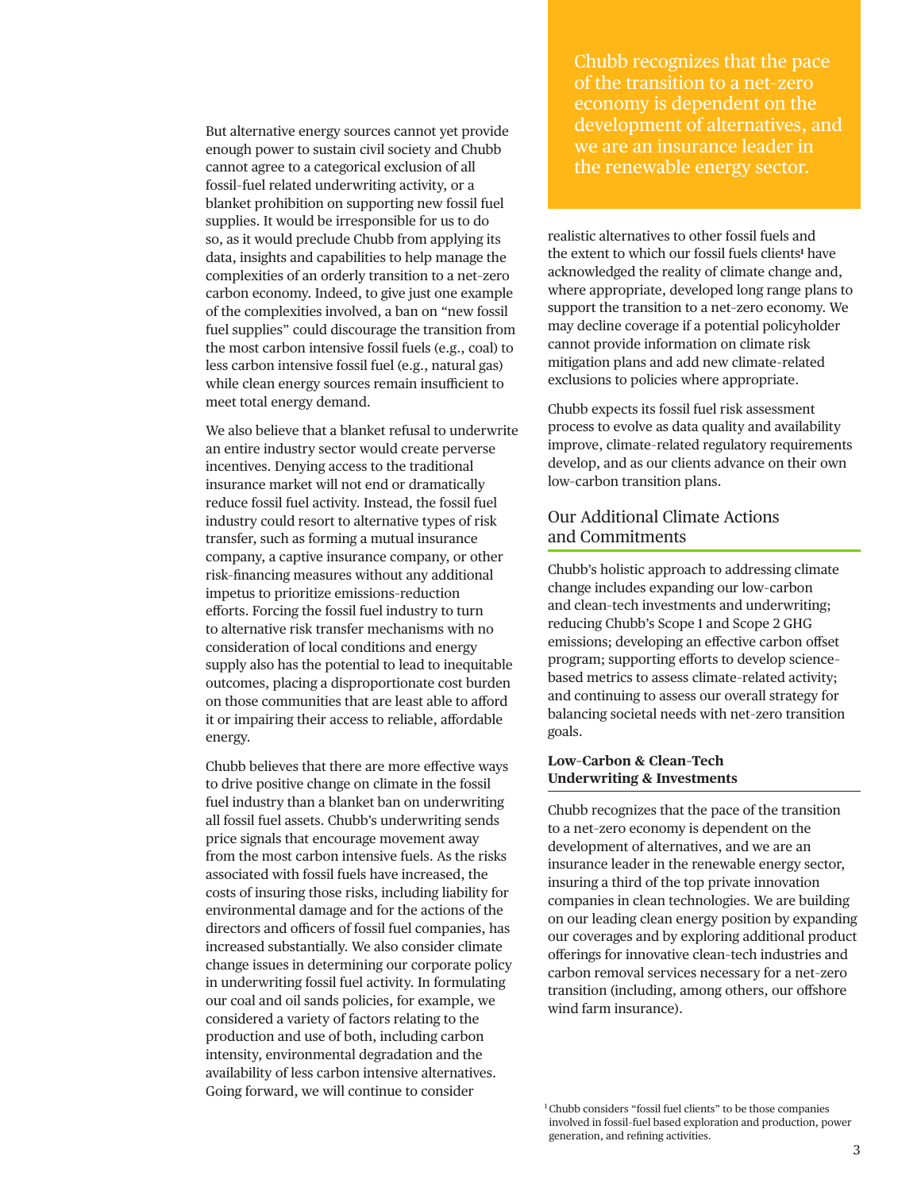But alternative energy sources cannot yet provide enough power to sustain civil society and Chubb cannot agree to a categorical exclusion of all fossil-fuel related underwriting activity, or a blanket prohibition on supporting new fossil fuel supplies. It would be irresponsible for us to do so, as it would preclude Chubb from applying its data, insights and capabilities to help manage the complexities of an orderly transition to a net-zero carbon economy. Indeed, to give just one example of the complexities involved, a ban on "new fossil fuel supplies" could discourage the transition from the most carbon intensive fossil fuels (e.g., coal) to less carbon intensive fossil fuel (e.g., natural gas) while clean energy sources remain insufficient to meet total energy demand.

We also believe that a blanket refusal to underwrite an entire industry sector would create perverse incentives. Denying access to the traditional insurance market will not end or dramatically reduce fossil fuel activity. Instead, the fossil fuel industry could resort to alternative types of risk transfer, such as forming a mutual insurance company, a captive insurance company, or other risk-financing measures without any additional impetus to prioritize emissions-reduction efforts. Forcing the fossil fuel industry to turn to alternative risk transfer mechanisms with no consideration of local conditions and energy supply also has the potential to lead to inequitable outcomes, placing a disproportionate cost burden on those communities that are least able to afford it or impairing their access to reliable, affordable energy.

Chubb believes that there are more effective ways to drive positive change on climate in the fossil fuel industry than a blanket ban on underwriting all fossil fuel assets. Chubb's underwriting sends price signals that encourage movement away from the most carbon intensive fuels. As the risks associated with fossil fuels have increased, the costs of insuring those risks, including liability for environmental damage and for the actions of the directors and officers of fossil fuel companies, has increased substantially. We also consider climate change issues in determining our corporate policy in underwriting fossil fuel activity. In formulating our coal and oil sands policies, for example, we considered a variety of factors relating to the production and use of both, including carbon intensity, environmental degradation and the availability of less carbon intensive alternatives. Going forward, we will continue to consider realistic alternatives to other fossil fuels and the extent to which our fossil fuels clients[1] have acknowledged the reality of climate change and, where appropriate, developed long range plans to support the transition to a net-zero economy. We may decline coverage if a potential policyholder cannot provide information on climate risk mitigation plans and add new climate-related exclusions to policies where appropriate.

> Chubb recognizes that the pace of the transition to a net-zero economy is dependent on the development of alternatives, and we are an insurance leader in the renewable energy sector.

Chubb expects its fossil fuel risk assessment process to evolve as data quality and availability improve, climate-related regulatory requirements develop, and as our clients advance on their own low-carbon transition plans.

## Our Additional Climate Actions and Commitments

Chubb's holistic approach to addressing climate change includes expanding our low-carbon and clean-tech investments and underwriting; reducing Chubb's Scope 1 and Scope 2 GHG emissions; developing an effective carbon offset program; supporting efforts to develop science-based metrics to assess climate-related activity; and continuing to assess our overall strategy for balancing societal needs with net-zero transition goals.

### Low-Carbon & Clean-Tech Underwriting & Investments

Chubb recognizes that the pace of the transition to a net-zero economy is dependent on the development of alternatives, and we are an insurance leader in the renewable energy sector, insuring a third of the top private innovation companies in clean technologies. We are building on our leading clean energy position by expanding our coverages and by exploring additional product offerings for innovative clean-tech industries and carbon removal services necessary for a net-zero transition (including, among others, our offshore wind farm insurance).

[1] Chubb considers "fossil fuel clients" to be those companies involved in fossil-fuel based exploration and production, power generation, and refining activities.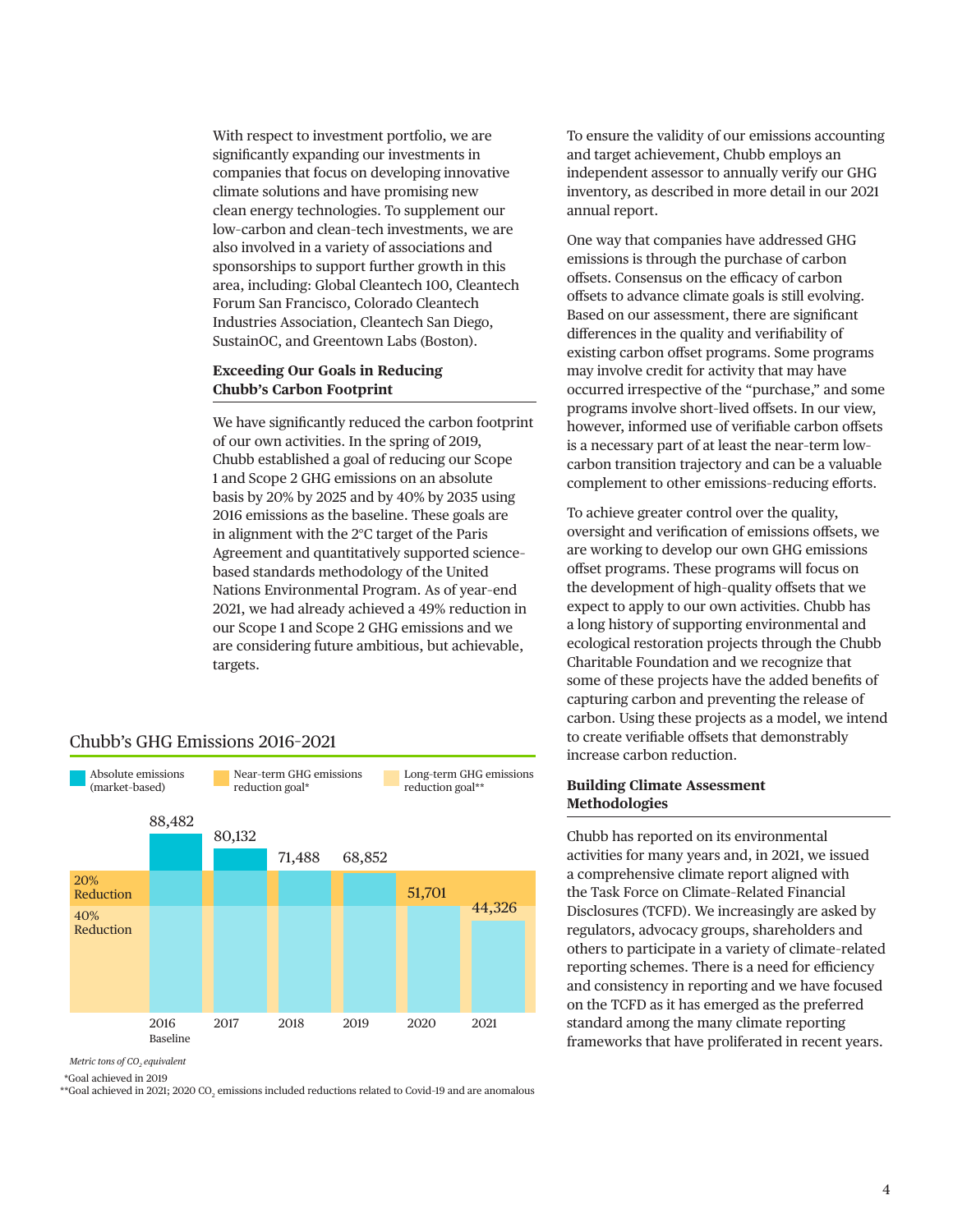With respect to investment portfolio, we are significantly expanding our investments in companies that focus on developing innovative climate solutions and have promising new clean energy technologies. To supplement our low-carbon and clean-tech investments, we are also involved in a variety of associations and sponsorships to support further growth in this area, including: Global Cleantech 100, Cleantech Forum San Francisco, Colorado Cleantech Industries Association, Cleantech San Diego, SustainOC, and Greentown Labs (Boston).

### Exceeding Our Goals in Reducing Chubb's Carbon Footprint

We have significantly reduced the carbon footprint of our own activities. In the spring of 2019, Chubb established a goal of reducing our Scope 1 and Scope 2 GHG emissions on an absolute basis by 20% by 2025 and by 40% by 2035 using 2016 emissions as the baseline. These goals are in alignment with the 2°C target of the Paris Agreement and quantitatively supported science-based standards methodology of the United Nations Environmental Program. As of year-end 2021, we had already achieved a 49% reduction in our Scope 1 and Scope 2 GHG emissions and we are considering future ambitious, but achievable, targets.

**Chubb's GHG Emissions 2016-2021**

Legend: Absolute emissions (market-based); Near-term GHG emissions reduction goal* (20% Reduction); Long-term GHG emissions reduction goal** (40% Reduction)

| Year | Absolute emissions (market-based) |
|---|---|
| 2016 Baseline | 88,482 |
| 2017 | 80,132 |
| 2018 | 71,488 |
| 2019 | 68,852 |
| 2020 | 51,701 |
| 2021 | 44,326 |

*Metric tons of $CO_2$ equivalent*

*Goal achieved in 2019

**Goal achieved in 2021; 2020 $CO_2$ emissions included reductions related to Covid-19 and are anomalous

To ensure the validity of our emissions accounting and target achievement, Chubb employs an independent assessor to annually verify our GHG inventory, as described in more detail in our 2021 annual report.

One way that companies have addressed GHG emissions is through the purchase of carbon offsets. Consensus on the efficacy of carbon offsets to advance climate goals is still evolving. Based on our assessment, there are significant differences in the quality and verifiability of existing carbon offset programs. Some programs may involve credit for activity that may have occurred irrespective of the "purchase," and some programs involve short-lived offsets. In our view, however, informed use of verifiable carbon offsets is a necessary part of at least the near-term low-carbon transition trajectory and can be a valuable complement to other emissions-reducing efforts.

To achieve greater control over the quality, oversight and verification of emissions offsets, we are working to develop our own GHG emissions offset programs. These programs will focus on the development of high-quality offsets that we expect to apply to our own activities. Chubb has a long history of supporting environmental and ecological restoration projects through the Chubb Charitable Foundation and we recognize that some of these projects have the added benefits of capturing carbon and preventing the release of carbon. Using these projects as a model, we intend to create verifiable offsets that demonstrably increase carbon reduction.

### Building Climate Assessment Methodologies

Chubb has reported on its environmental activities for many years and, in 2021, we issued a comprehensive climate report aligned with the Task Force on Climate-Related Financial Disclosures (TCFD). We increasingly are asked by regulators, advocacy groups, shareholders and others to participate in a variety of climate-related reporting schemes. There is a need for efficiency and consistency in reporting and we have focused on the TCFD as it has emerged as the preferred standard among the many climate reporting frameworks that have proliferated in recent years.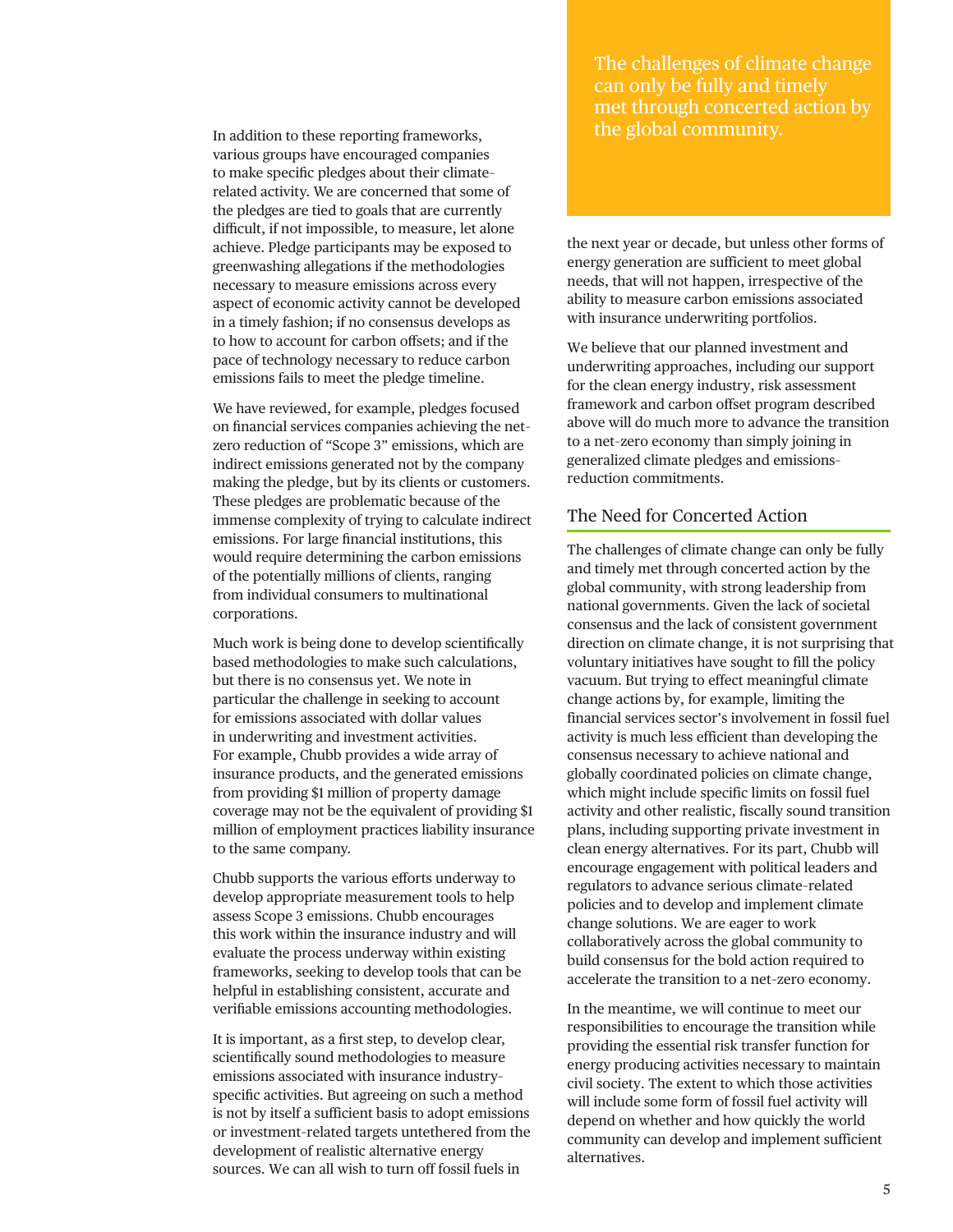In addition to these reporting frameworks, various groups have encouraged companies to make specific pledges about their climate-related activity. We are concerned that some of the pledges are tied to goals that are currently difficult, if not impossible, to measure, let alone achieve. Pledge participants may be exposed to greenwashing allegations if the methodologies necessary to measure emissions across every aspect of economic activity cannot be developed in a timely fashion; if no consensus develops as to how to account for carbon offsets; and if the pace of technology necessary to reduce carbon emissions fails to meet the pledge timeline.

We have reviewed, for example, pledges focused on financial services companies achieving the net-zero reduction of "Scope 3" emissions, which are indirect emissions generated not by the company making the pledge, but by its clients or customers. These pledges are problematic because of the immense complexity of trying to calculate indirect emissions. For large financial institutions, this would require determining the carbon emissions of the potentially millions of clients, ranging from individual consumers to multinational corporations.

Much work is being done to develop scientifically based methodologies to make such calculations, but there is no consensus yet. We note in particular the challenge in seeking to account for emissions associated with dollar values in underwriting and investment activities. For example, Chubb provides a wide array of insurance products, and the generated emissions from providing $1 million of property damage coverage may not be the equivalent of providing $1 million of employment practices liability insurance to the same company.

Chubb supports the various efforts underway to develop appropriate measurement tools to help assess Scope 3 emissions. Chubb encourages this work within the insurance industry and will evaluate the process underway within existing frameworks, seeking to develop tools that can be helpful in establishing consistent, accurate and verifiable emissions accounting methodologies.

It is important, as a first step, to develop clear, scientifically sound methodologies to measure emissions associated with insurance industry-specific activities. But agreeing on such a method is not by itself a sufficient basis to adopt emissions or investment-related targets untethered from the development of realistic alternative energy sources. We can all wish to turn off fossil fuels in the next year or decade, but unless other forms of energy generation are sufficient to meet global needs, that will not happen, irrespective of the ability to measure carbon emissions associated with insurance underwriting portfolios.

We believe that our planned investment and underwriting approaches, including our support for the clean energy industry, risk assessment framework and carbon offset program described above will do much more to advance the transition to a net-zero economy than simply joining in generalized climate pledges and emissions-reduction commitments.

> The challenges of climate change can only be fully and timely met through concerted action by the global community.

## The Need for Concerted Action

The challenges of climate change can only be fully and timely met through concerted action by the global community, with strong leadership from national governments. Given the lack of societal consensus and the lack of consistent government direction on climate change, it is not surprising that voluntary initiatives have sought to fill the policy vacuum. But trying to effect meaningful climate change actions by, for example, limiting the financial services sector's involvement in fossil fuel activity is much less efficient than developing the consensus necessary to achieve national and globally coordinated policies on climate change, which might include specific limits on fossil fuel activity and other realistic, fiscally sound transition plans, including supporting private investment in clean energy alternatives. For its part, Chubb will encourage engagement with political leaders and regulators to advance serious climate-related policies and to develop and implement climate change solutions. We are eager to work collaboratively across the global community to build consensus for the bold action required to accelerate the transition to a net-zero economy.

In the meantime, we will continue to meet our responsibilities to encourage the transition while providing the essential risk transfer function for energy producing activities necessary to maintain civil society. The extent to which those activities will include some form of fossil fuel activity will depend on whether and how quickly the world community can develop and implement sufficient alternatives.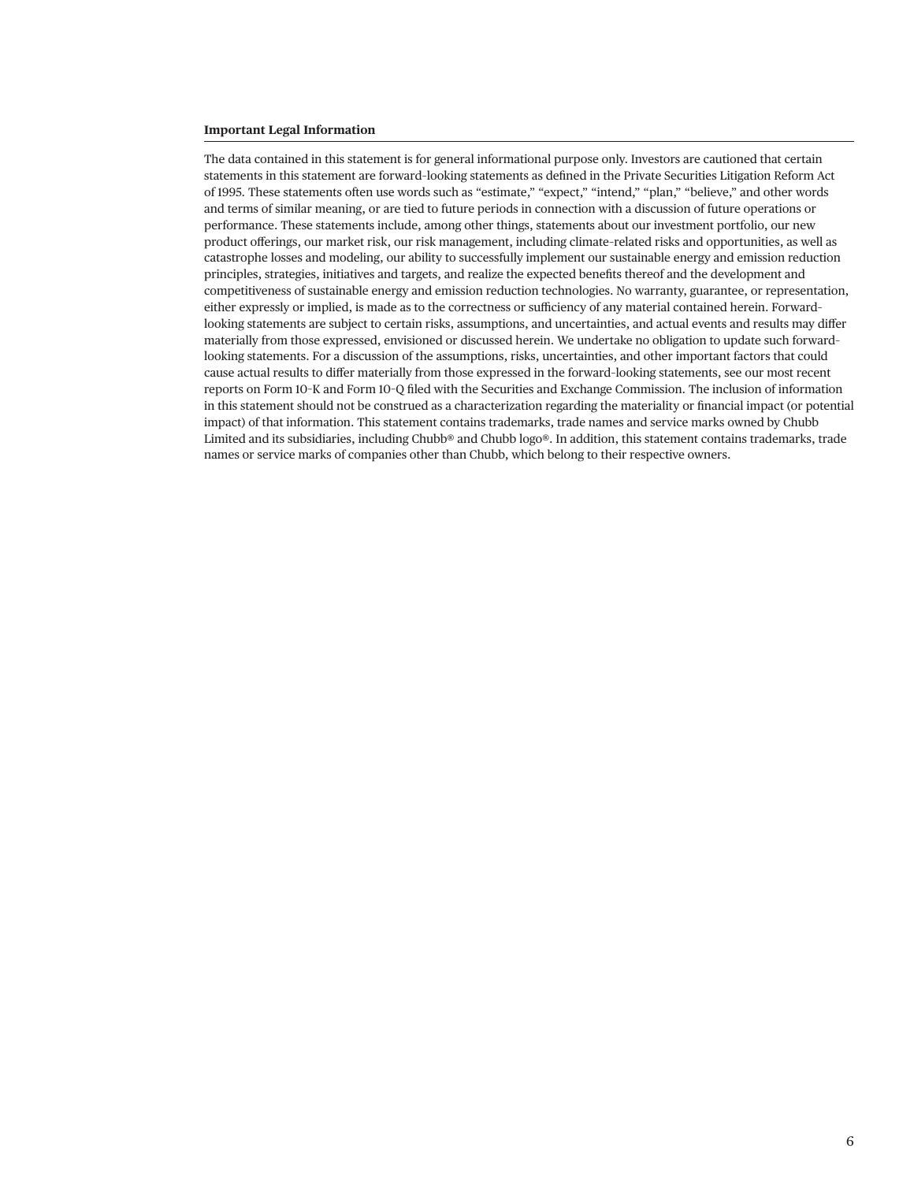**Important Legal Information**

The data contained in this statement is for general informational purpose only. Investors are cautioned that certain statements in this statement are forward-looking statements as defined in the Private Securities Litigation Reform Act of 1995. These statements often use words such as "estimate," "expect," "intend," "plan," "believe," and other words and terms of similar meaning, or are tied to future periods in connection with a discussion of future operations or performance. These statements include, among other things, statements about our investment portfolio, our new product offerings, our market risk, our risk management, including climate-related risks and opportunities, as well as catastrophe losses and modeling, our ability to successfully implement our sustainable energy and emission reduction principles, strategies, initiatives and targets, and realize the expected benefits thereof and the development and competitiveness of sustainable energy and emission reduction technologies. No warranty, guarantee, or representation, either expressly or implied, is made as to the correctness or sufficiency of any material contained herein. Forward-looking statements are subject to certain risks, assumptions, and uncertainties, and actual events and results may differ materially from those expressed, envisioned or discussed herein. We undertake no obligation to update such forward-looking statements. For a discussion of the assumptions, risks, uncertainties, and other important factors that could cause actual results to differ materially from those expressed in the forward-looking statements, see our most recent reports on Form 10-K and Form 10-Q filed with the Securities and Exchange Commission. The inclusion of information in this statement should not be construed as a characterization regarding the materiality or financial impact (or potential impact) of that information. This statement contains trademarks, trade names and service marks owned by Chubb Limited and its subsidiaries, including Chubb® and Chubb logo®. In addition, this statement contains trademarks, trade names or service marks of companies other than Chubb, which belong to their respective owners.